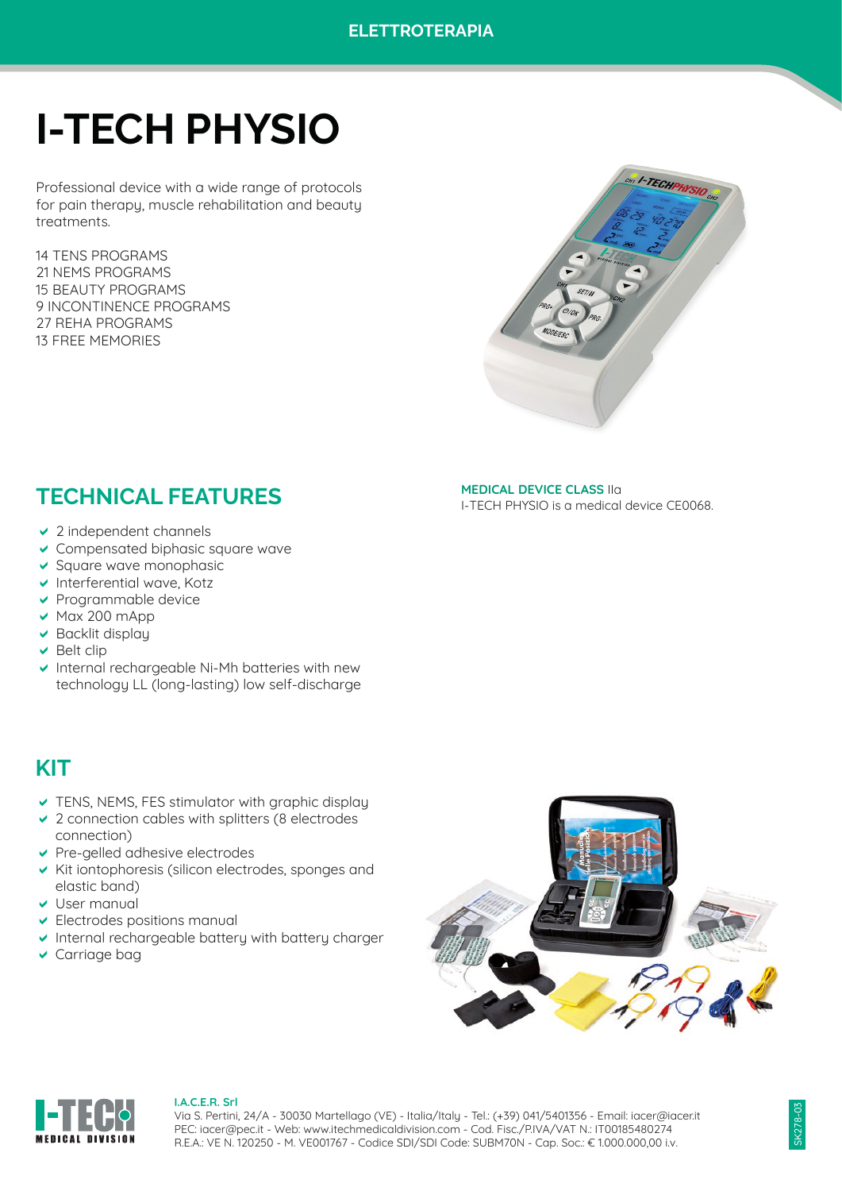ELETTROTERAPIA

# I-TECH PHYSIO

Professional device with a wide range of protocols for pain therapy, muscle rehabilitation and beauty treatments.

14 TENS PROGRAMS
21 NEMS PROGRAMS
15 BEAUTY PROGRAMS
9 INCONTINENCE PROGRAMS
27 REHA PROGRAMS
13 FREE MEMORIES

## TECHNICAL FEATURES

- 2 independent channels
- Compensated biphasic square wave
- Square wave monophasic
- Interferential wave, Kotz
- Programmable device
- Max 200 mApp
- Backlit display
- Belt clip
- Internal rechargeable Ni-Mh batteries with new technology LL (long-lasting) low self-discharge

**MEDICAL DEVICE CLASS** IIa
I-TECH PHYSIO is a medical device CE0068.

## KIT

- TENS, NEMS, FES stimulator with graphic display
- 2 connection cables with splitters (8 electrodes connection)
- Pre-gelled adhesive electrodes
- Kit iontophoresis (silicon electrodes, sponges and elastic band)
- User manual
- Electrodes positions manual
- Internal rechargeable battery with battery charger
- Carriage bag

**I.A.C.E.R. Srl**
Via S. Pertini, 24/A - 30030 Martellago (VE) - Italia/Italy - Tel.: (+39) 041/5401356 - Email: iacer@iacer.it
PEC: iacer@pec.it - Web: www.itechmedicaldivision.com - Cod. Fisc./P.IVA/VAT N.: IT00185480274
R.E.A.: VE N. 120250 - M. VE001767 - Codice SDI/SDI Code: SUBM70N - Cap. Soc.: € 1.000.000,00 i.v.

SK278-03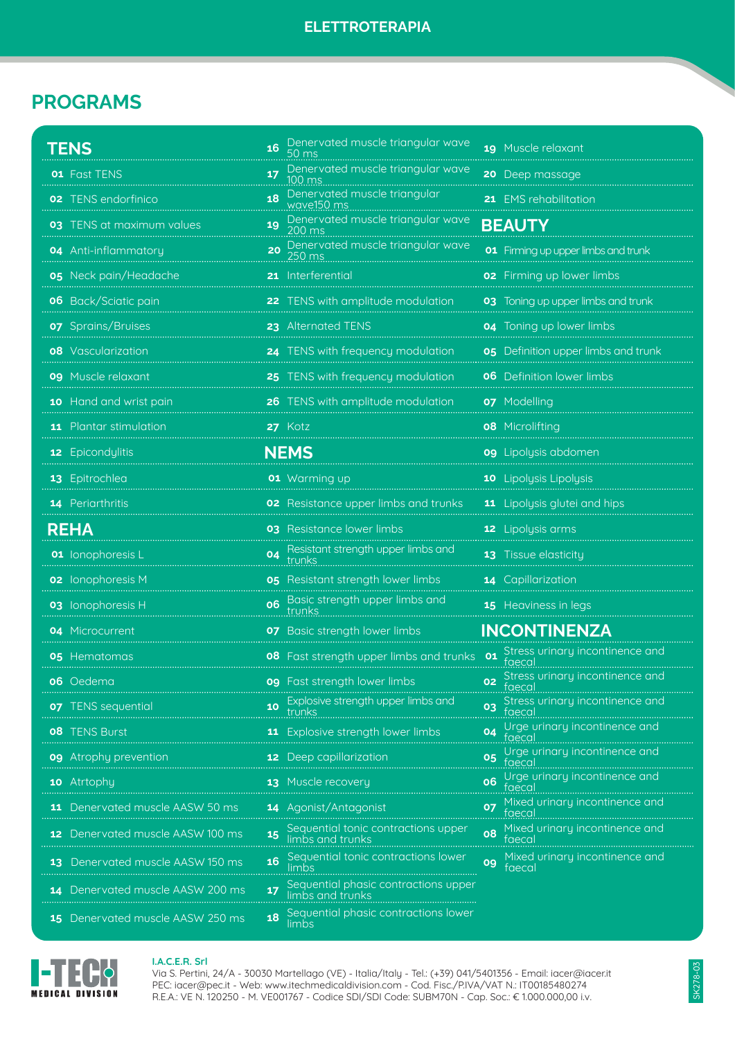# ELETTROTERAPIA

## PROGRAMS

### TENS

- **01** Fast TENS
- **02** TENS endorfinico
- **03** TENS at maximum values
- **04** Anti-inflammatory
- **05** Neck pain/Headache
- **06** Back/Sciatic pain
- **07** Sprains/Bruises
- **08** Vascularization
- **09** Muscle relaxant
- **10** Hand and wrist pain
- **11** Plantar stimulation
- **12** Epicondylitis
- **13** Epitrochlea
- **14** Periarthritis

### REHA

- **01** Ionophoresis L
- **02** Ionophoresis M
- **03** Ionophoresis H
- **04** Microcurrent
- **05** Hematomas
- **06** Oedema
- **07** TENS sequential
- **08** TENS Burst
- **09** Atrophy prevention
- **10** Atrtophy
- **11** Denervated muscle AASW 50 ms
- **12** Denervated muscle AASW 100 ms
- **13** Denervated muscle AASW 150 ms
- **14** Denervated muscle AASW 200 ms
- **15** Denervated muscle AASW 250 ms
- **16** Denervated muscle triangular wave 50 ms
- **17** Denervated muscle triangular wave 100 ms
- **18** Denervated muscle triangular wave150 ms
- **19** Denervated muscle triangular wave 200 ms
- **20** Denervated muscle triangular wave 250 ms
- **21** Interferential
- **22** TENS with amplitude modulation
- **23** Alternated TENS
- **24** TENS with frequency modulation
- **25** TENS with frequency modulation
- **26** TENS with amplitude modulation
- **27** Kotz

### NEMS

- **01** Warming up
- **02** Resistance upper limbs and trunks
- **03** Resistance lower limbs
- **04** Resistant strength upper limbs and trunks
- **05** Resistant strength lower limbs
- **06** Basic strength upper limbs and trunks
- **07** Basic strength lower limbs
- **08** Fast strength upper limbs and trunks
- **09** Fast strength lower limbs
- **10** Explosive strength upper limbs and trunks
- **11** Explosive strength lower limbs
- **12** Deep capillarization
- **13** Muscle recovery
- **14** Agonist/Antagonist
- **15** Sequential tonic contractions upper limbs and trunks
- **16** Sequential tonic contractions lower limbs
- **17** Sequential phasic contractions upper limbs and trunks
- **18** Sequential phasic contractions lower limbs
- **19** Muscle relaxant
- **20** Deep massage
- **21** EMS rehabilitation

### BEAUTY

- **01** Firming up upper limbs and trunk
- **02** Firming up lower limbs
- **03** Toning up upper limbs and trunk
- **04** Toning up lower limbs
- **05** Definition upper limbs and trunk
- **06** Definition lower limbs
- **07** Modelling
- **08** Microlifting
- **09** Lipolysis abdomen
- **10** Lipolysis Lipolysis
- **11** Lipolysis glutei and hips
- **12** Lipolysis arms
- **13** Tissue elasticity
- **14** Capillarization
- **15** Heaviness in legs

### INCONTINENZA

- **01** Stress urinary incontinence and faecal
- **02** Stress urinary incontinence and faecal
- **03** Stress urinary incontinence and faecal
- **04** Urge urinary incontinence and faecal
- **05** Urge urinary incontinence and faecal
- **06** Urge urinary incontinence and faecal
- **07** Mixed urinary incontinence and faecal
- **08** Mixed urinary incontinence and faecal
- **09** Mixed urinary incontinence and faecal

I-TECH MEDICAL DIVISION

**I.A.C.E.R. Srl**
Via S. Pertini, 24/A - 30030 Martellago (VE) - Italia/Italy - Tel.: (+39) 041/5401356 - Email: iacer@iacer.it
PEC: iacer@pec.it - Web: www.itechmedicaldivision.com - Cod. Fisc./P.IVA/VAT N.: IT00185480274
R.E.A.: VE N. 120250 - M. VE001767 - Codice SDI/SDI Code: SUBM70N - Cap. Soc.: € 1.000.000,00 i.v.

SK278-03